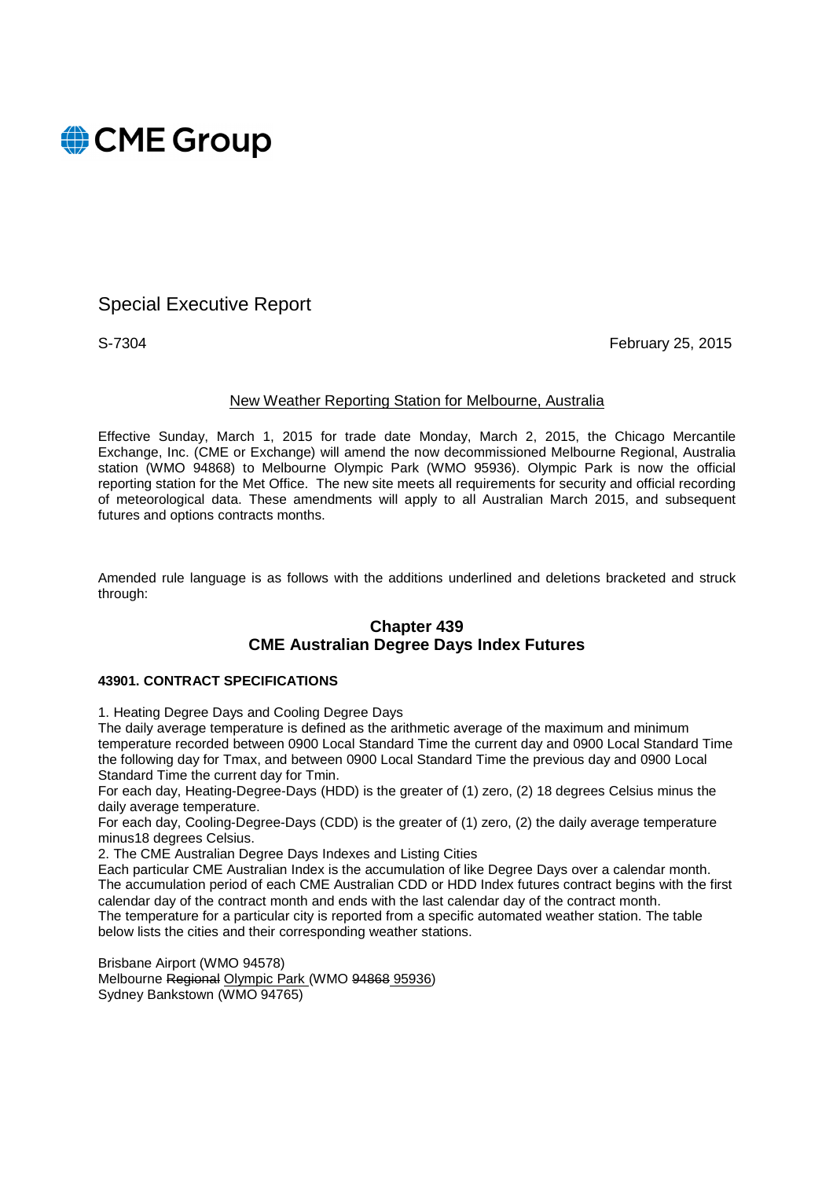**CME Group**

Special Executive Report

S-7304 February 25, 2015

<u>New Weather Reporting Station for Melbourne, Australia</u>

Effective Sunday, March 1, 2015 for trade date Monday, March 2, 2015, the Chicago Mercantile Exchange, Inc. (CME or Exchange) will amend the now decommissioned Melbourne Regional, Australia station (WMO 94868) to Melbourne Olympic Park (WMO 95936). Olympic Park is now the official reporting station for the Met Office. The new site meets all requirements for security and official recording of meteorological data. These amendments will apply to all Australian March 2015, and subsequent futures and options contracts months.

Amended rule language is as follows with the additions underlined and deletions bracketed and struck through:

## Chapter 439
## CME Australian Degree Days Index Futures

### 43901. CONTRACT SPECIFICATIONS

1. Heating Degree Days and Cooling Degree Days
The daily average temperature is defined as the arithmetic average of the maximum and minimum temperature recorded between 0900 Local Standard Time the current day and 0900 Local Standard Time the following day for Tmax, and between 0900 Local Standard Time the previous day and 0900 Local Standard Time the current day for Tmin.
For each day, Heating-Degree-Days (HDD) is the greater of (1) zero, (2) 18 degrees Celsius minus the daily average temperature.
For each day, Cooling-Degree-Days (CDD) is the greater of (1) zero, (2) the daily average temperature minus18 degrees Celsius.
2. The CME Australian Degree Days Indexes and Listing Cities
Each particular CME Australian Index is the accumulation of like Degree Days over a calendar month. The accumulation period of each CME Australian CDD or HDD Index futures contract begins with the first calendar day of the contract month and ends with the last calendar day of the contract month.
The temperature for a particular city is reported from a specific automated weather station. The table below lists the cities and their corresponding weather stations.

Brisbane Airport (WMO 94578)
Melbourne ~~Regional~~ <u>Olympic Park</u> (WMO ~~94868~~ <u>95936</u>)
Sydney Bankstown (WMO 94765)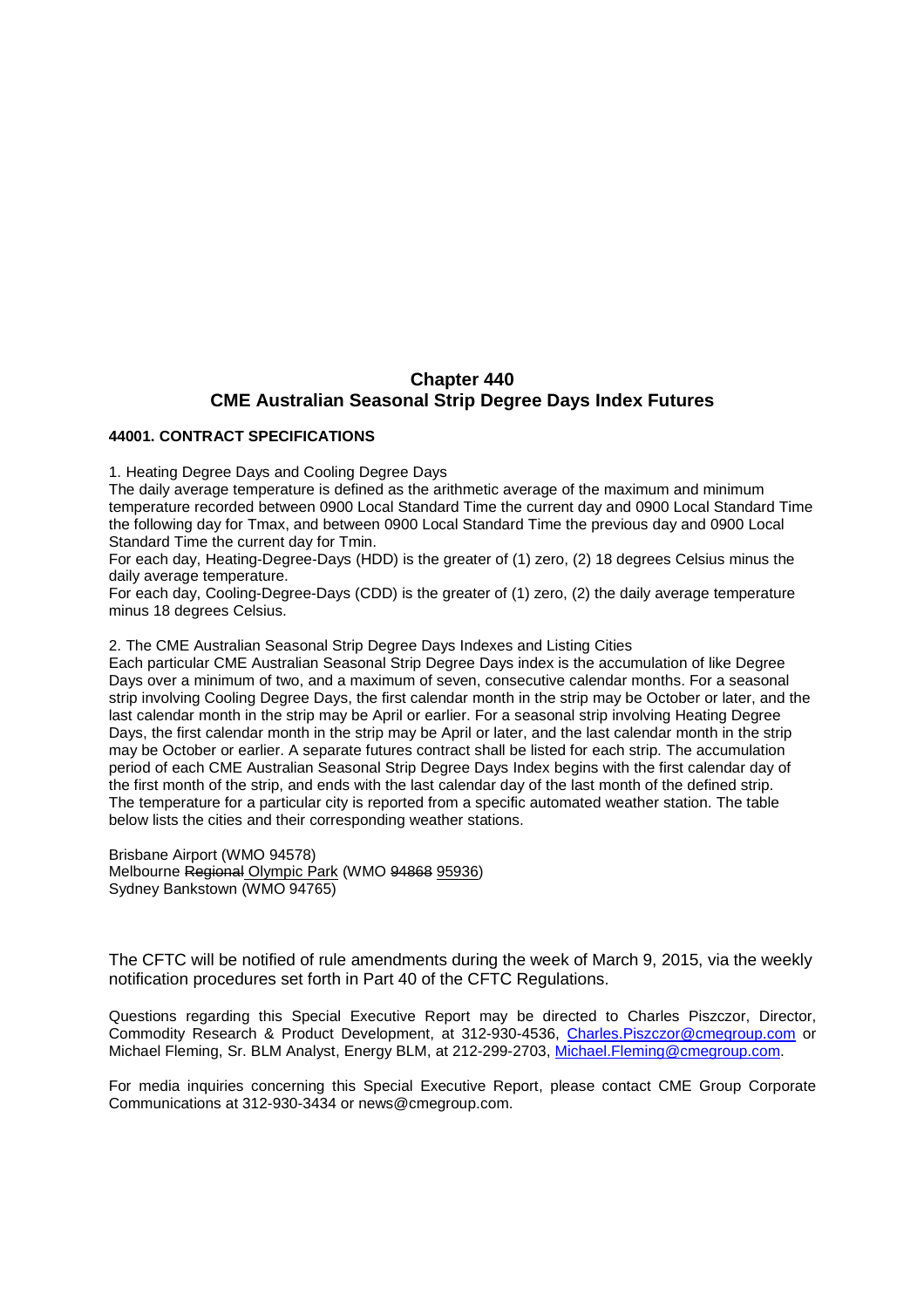# Chapter 440
## CME Australian Seasonal Strip Degree Days Index Futures

**44001. CONTRACT SPECIFICATIONS**

1. Heating Degree Days and Cooling Degree Days

The daily average temperature is defined as the arithmetic average of the maximum and minimum temperature recorded between 0900 Local Standard Time the current day and 0900 Local Standard Time the following day for Tmax, and between 0900 Local Standard Time the previous day and 0900 Local Standard Time the current day for Tmin.

For each day, Heating-Degree-Days (HDD) is the greater of (1) zero, (2) 18 degrees Celsius minus the daily average temperature.

For each day, Cooling-Degree-Days (CDD) is the greater of (1) zero, (2) the daily average temperature minus 18 degrees Celsius.

2. The CME Australian Seasonal Strip Degree Days Indexes and Listing Cities

Each particular CME Australian Seasonal Strip Degree Days index is the accumulation of like Degree Days over a minimum of two, and a maximum of seven, consecutive calendar months. For a seasonal strip involving Cooling Degree Days, the first calendar month in the strip may be October or later, and the last calendar month in the strip may be April or earlier. For a seasonal strip involving Heating Degree Days, the first calendar month in the strip may be April or later, and the last calendar month in the strip may be October or earlier. A separate futures contract shall be listed for each strip. The accumulation period of each CME Australian Seasonal Strip Degree Days Index begins with the first calendar day of the first month of the strip, and ends with the last calendar day of the last month of the defined strip. The temperature for a particular city is reported from a specific automated weather station. The table below lists the cities and their corresponding weather stations.

Brisbane Airport (WMO 94578)
Melbourne ~~Regional~~ Olympic Park (WMO ~~94868~~ 95936)
Sydney Bankstown (WMO 94765)

The CFTC will be notified of rule amendments during the week of March 9, 2015, via the weekly notification procedures set forth in Part 40 of the CFTC Regulations.

Questions regarding this Special Executive Report may be directed to Charles Piszczor, Director, Commodity Research & Product Development, at 312-930-4536, Charles.Piszczor@cmegroup.com or Michael Fleming, Sr. BLM Analyst, Energy BLM, at 212-299-2703, Michael.Fleming@cmegroup.com.

For media inquiries concerning this Special Executive Report, please contact CME Group Corporate Communications at 312-930-3434 or news@cmegroup.com.